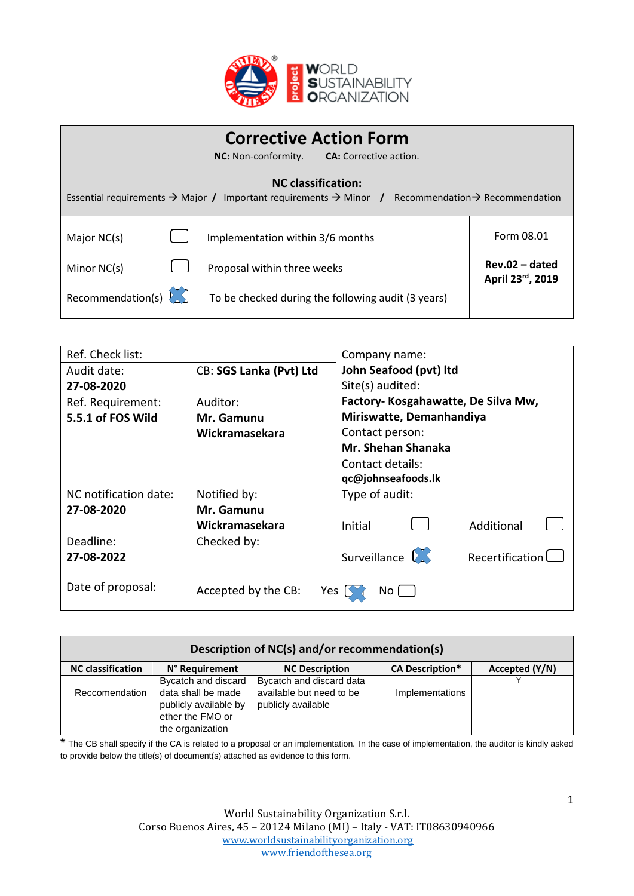# Corrective Action Form

**NC:** Non-conformity. **CA:** Corrective action.

**NC classification:**

Essential requirements → Major / Important requirements → Minor / Recommendation→ Recommendation

| | | | |
|---|---|---|---|
| Major NC(s) | ☐ | Implementation within 3/6 months | Form 08.01 |
| Minor NC(s) | ☐ | Proposal within three weeks | **Rev.02 – dated April 23rd, 2019** |
| Recommendation(s) | ☒ | To be checked during the following audit (3 years) | |

| | | |
|---|---|---|
| Ref. Check list: | | Company name: **John Seafood (pvt) ltd** |
| Audit date: **27-08-2020** | CB: **SGS Lanka (Pvt) Ltd** | Site(s) audited: **Factory- Kosgahawatte, De Silva Mw, Miriswatte, Demanhandiya** |
| Ref. Requirement: **5.5.1 of FOS Wild** | Auditor: **Mr. Gamunu Wickramasekara** | Contact person: **Mr. Shehan Shanaka** Contact details: **qc@johnseafoods.lk** |
| NC notification date: **27-08-2020** | Notified by: **Mr. Gamunu Wickramasekara** | Type of audit: Initial ☐ Additional ☐ |
| Deadline: **27-08-2022** | Checked by: | Surveillance ☒ Recertification ☐ |
| Date of proposal: | Accepted by the CB: Yes ☒ No ☐ | |

**Description of NC(s) and/or recommendation(s)**

| NC classification | N° Requirement | NC Description | CA Description* | Accepted (Y/N) |
|---|---|---|---|---|
| Reccomendation | Bycatch and discard data shall be made publicly available by ether the FMO or the organization | Bycatch and discard data available but need to be publicly available | Implementations | Y |

\* The CB shall specify if the CA is related to a proposal or an implementation. In the case of implementation, the auditor is kindly asked to provide below the title(s) of document(s) attached as evidence to this form.

World Sustainability Organization S.r.l.
Corso Buenos Aires, 45 – 20124 Milano (MI) – Italy - VAT: IT08630940966
www.worldsustainabilityorganization.org
www.friendofthesea.org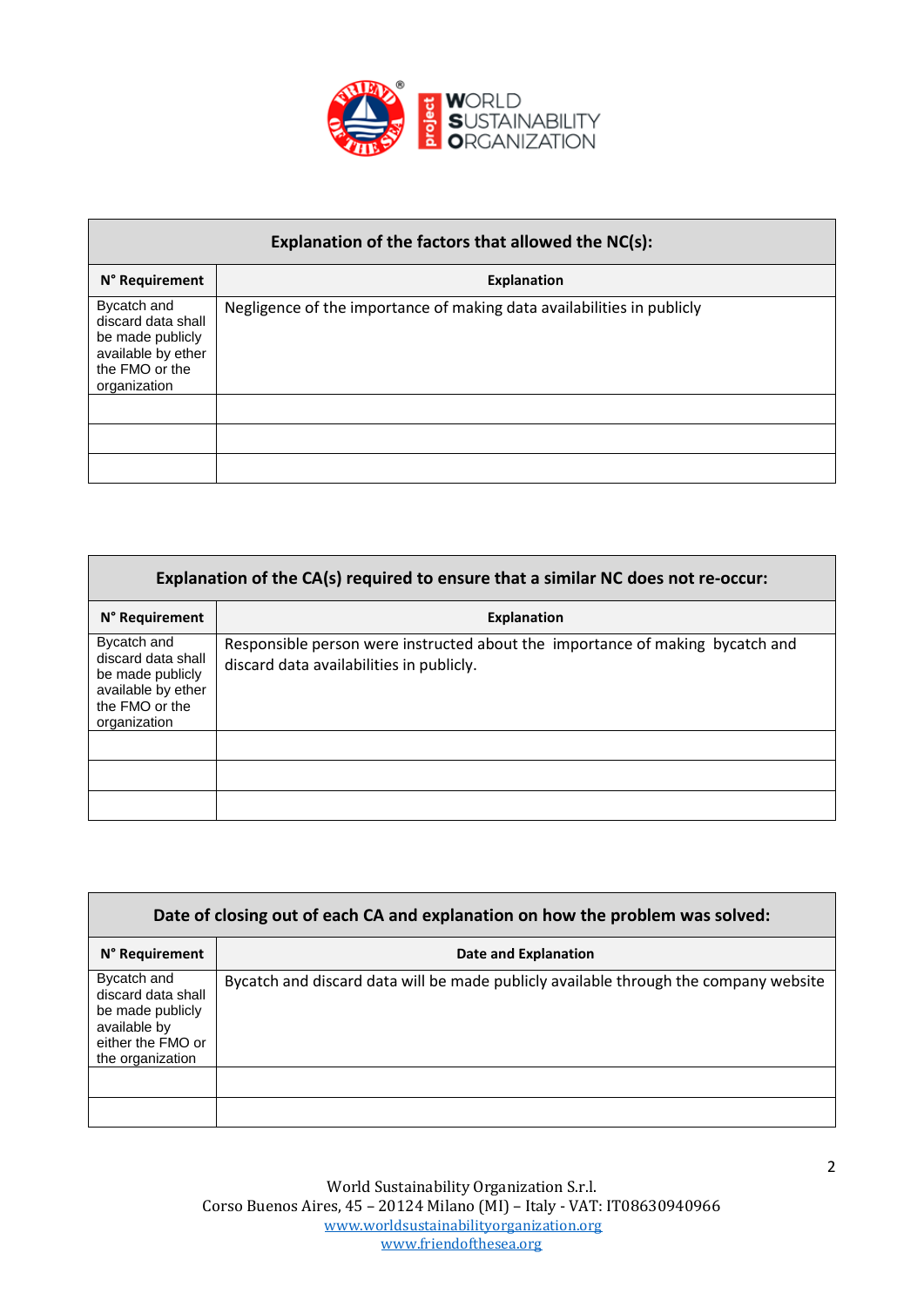| Explanation of the factors that allowed the NC(s): | |
|---|---|
| **N° Requirement** | **Explanation** |
| Bycatch and discard data shall be made publicly available by ether the FMO or the organization | Negligence of the importance of making data availabilities in publicly |
| | |
| | |
| | |

| Explanation of the CA(s) required to ensure that a similar NC does not re-occur: | |
|---|---|
| **N° Requirement** | **Explanation** |
| Bycatch and discard data shall be made publicly available by ether the FMO or the organization | Responsible person were instructed about the importance of making bycatch and discard data availabilities in publicly. |
| | |
| | |
| | |

| Date of closing out of each CA and explanation on how the problem was solved: | |
|---|---|
| **N° Requirement** | **Date and Explanation** |
| Bycatch and discard data shall be made publicly available by either the FMO or the organization | Bycatch and discard data will be made publicly available through the company website |
| | |
| | |

World Sustainability Organization S.r.l.
Corso Buenos Aires, 45 – 20124 Milano (MI) – Italy - VAT: IT08630940966
www.worldsustainabilityorganization.org
www.friendofthesea.org